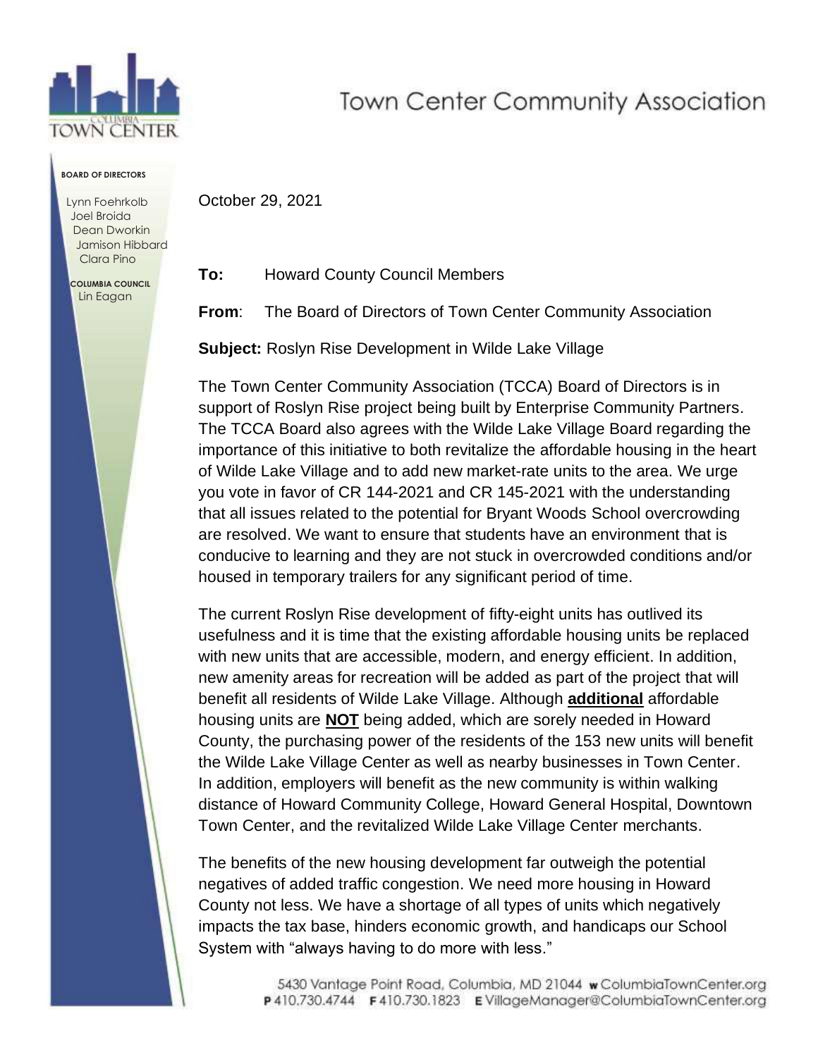# Town Center Community Association

**BOARD OF DIRECTORS**

Lynn Foehrkolb
Joel Broida
Dean Dworkin
Jamison Hibbard
Clara Pino

**COLUMBIA COUNCIL**
Lin Eagan

October 29, 2021

**To:** Howard County Council Members

**From**: The Board of Directors of Town Center Community Association

**Subject:** Roslyn Rise Development in Wilde Lake Village

The Town Center Community Association (TCCA) Board of Directors is in support of Roslyn Rise project being built by Enterprise Community Partners. The TCCA Board also agrees with the Wilde Lake Village Board regarding the importance of this initiative to both revitalize the affordable housing in the heart of Wilde Lake Village and to add new market-rate units to the area. We urge you vote in favor of CR 144-2021 and CR 145-2021 with the understanding that all issues related to the potential for Bryant Woods School overcrowding are resolved. We want to ensure that students have an environment that is conducive to learning and they are not stuck in overcrowded conditions and/or housed in temporary trailers for any significant period of time.

The current Roslyn Rise development of fifty-eight units has outlived its usefulness and it is time that the existing affordable housing units be replaced with new units that are accessible, modern, and energy efficient. In addition, new amenity areas for recreation will be added as part of the project that will benefit all residents of Wilde Lake Village. Although **additional** affordable housing units are **NOT** being added, which are sorely needed in Howard County, the purchasing power of the residents of the 153 new units will benefit the Wilde Lake Village Center as well as nearby businesses in Town Center. In addition, employers will benefit as the new community is within walking distance of Howard Community College, Howard General Hospital, Downtown Town Center, and the revitalized Wilde Lake Village Center merchants.

The benefits of the new housing development far outweigh the potential negatives of added traffic congestion. We need more housing in Howard County not less. We have a shortage of all types of units which negatively impacts the tax base, hinders economic growth, and handicaps our School System with "always having to do more with less."

5430 Vantage Point Road, Columbia, MD 21044 **w** ColumbiaTownCenter.org
**P** 410.730.4744 **F** 410.730.1823 **E** VillageManager@ColumbiaTownCenter.org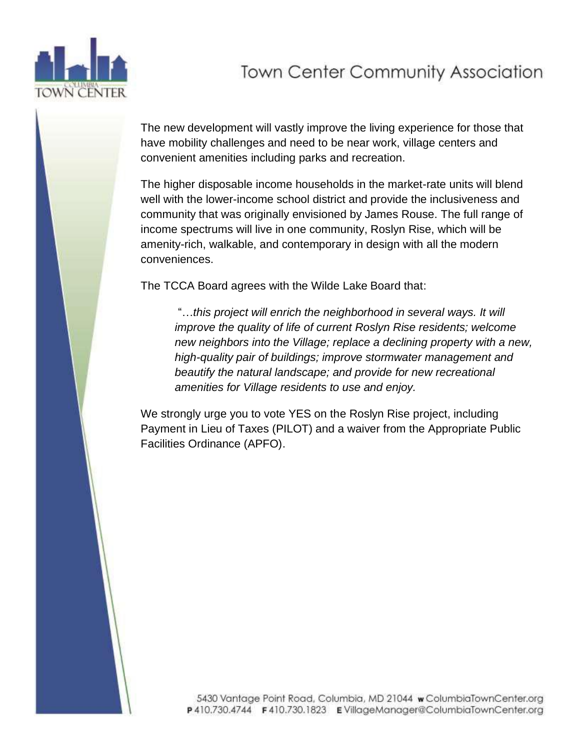# Town Center Community Association

The new development will vastly improve the living experience for those that have mobility challenges and need to be near work, village centers and convenient amenities including parks and recreation.

The higher disposable income households in the market-rate units will blend well with the lower-income school district and provide the inclusiveness and community that was originally envisioned by James Rouse. The full range of income spectrums will live in one community, Roslyn Rise, which will be amenity-rich, walkable, and contemporary in design with all the modern conveniences.

The TCCA Board agrees with the Wilde Lake Board that:

> "…*this project will enrich the neighborhood in several ways. It will improve the quality of life of current Roslyn Rise residents; welcome new neighbors into the Village; replace a declining property with a new, high-quality pair of buildings; improve stormwater management and beautify the natural landscape; and provide for new recreational amenities for Village residents to use and enjoy.*

We strongly urge you to vote YES on the Roslyn Rise project, including Payment in Lieu of Taxes (PILOT) and a waiver from the Appropriate Public Facilities Ordinance (APFO).